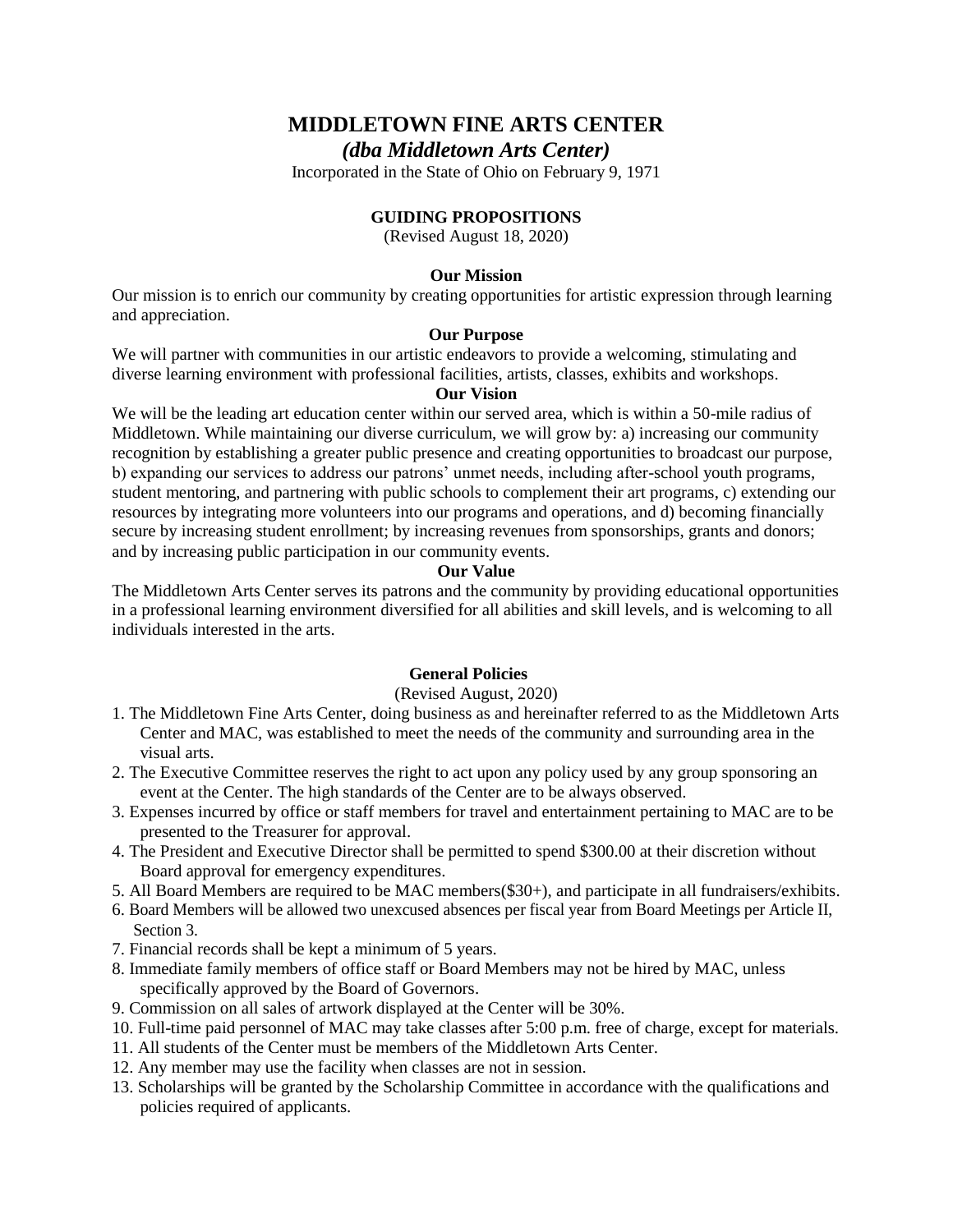# MIDDLETOWN FINE ARTS CENTER

***(dba Middletown Arts Center)***

Incorporated in the State of Ohio on February 9, 1971

## GUIDING PROPOSITIONS

(Revised August 18, 2020)

### Our Mission

Our mission is to enrich our community by creating opportunities for artistic expression through learning and appreciation.

### Our Purpose

We will partner with communities in our artistic endeavors to provide a welcoming, stimulating and diverse learning environment with professional facilities, artists, classes, exhibits and workshops.

### Our Vision

We will be the leading art education center within our served area, which is within a 50-mile radius of Middletown. While maintaining our diverse curriculum, we will grow by: a) increasing our community recognition by establishing a greater public presence and creating opportunities to broadcast our purpose, b) expanding our services to address our patrons' unmet needs, including after-school youth programs, student mentoring, and partnering with public schools to complement their art programs, c) extending our resources by integrating more volunteers into our programs and operations, and d) becoming financially secure by increasing student enrollment; by increasing revenues from sponsorships, grants and donors; and by increasing public participation in our community events.

### Our Value

The Middletown Arts Center serves its patrons and the community by providing educational opportunities in a professional learning environment diversified for all abilities and skill levels, and is welcoming to all individuals interested in the arts.

## General Policies

(Revised August, 2020)

1. The Middletown Fine Arts Center, doing business as and hereinafter referred to as the Middletown Arts Center and MAC, was established to meet the needs of the community and surrounding area in the visual arts.
2. The Executive Committee reserves the right to act upon any policy used by any group sponsoring an event at the Center. The high standards of the Center are to be always observed.
3. Expenses incurred by office or staff members for travel and entertainment pertaining to MAC are to be presented to the Treasurer for approval.
4. The President and Executive Director shall be permitted to spend $300.00 at their discretion without Board approval for emergency expenditures.
5. All Board Members are required to be MAC members($30+), and participate in all fundraisers/exhibits.
6. Board Members will be allowed two unexcused absences per fiscal year from Board Meetings per Article II, Section 3.
7. Financial records shall be kept a minimum of 5 years.
8. Immediate family members of office staff or Board Members may not be hired by MAC, unless specifically approved by the Board of Governors.
9. Commission on all sales of artwork displayed at the Center will be 30%.
10. Full-time paid personnel of MAC may take classes after 5:00 p.m. free of charge, except for materials.
11. All students of the Center must be members of the Middletown Arts Center.
12. Any member may use the facility when classes are not in session.
13. Scholarships will be granted by the Scholarship Committee in accordance with the qualifications and policies required of applicants.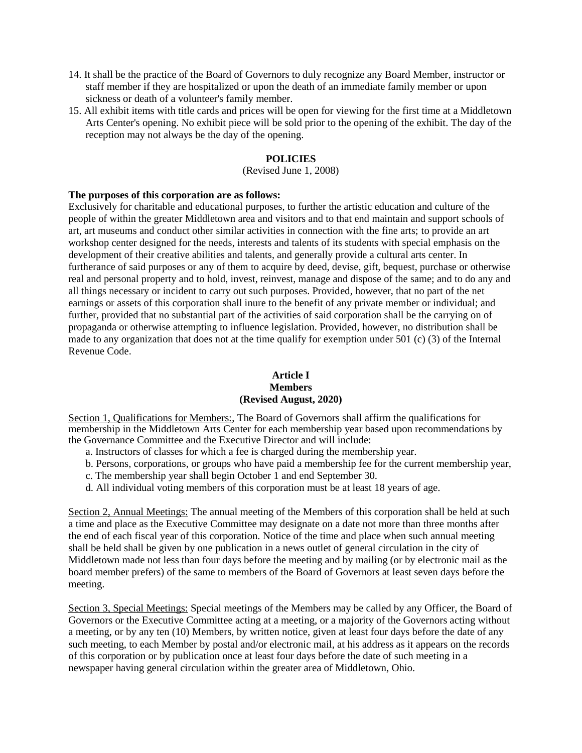14. It shall be the practice of the Board of Governors to duly recognize any Board Member, instructor or staff member if they are hospitalized or upon the death of an immediate family member or upon sickness or death of a volunteer's family member.
15. All exhibit items with title cards and prices will be open for viewing for the first time at a Middletown Arts Center's opening. No exhibit piece will be sold prior to the opening of the exhibit. The day of the reception may not always be the day of the opening.

## POLICIES

(Revised June 1, 2008)

**The purposes of this corporation are as follows:**
Exclusively for charitable and educational purposes, to further the artistic education and culture of the people of within the greater Middletown area and visitors and to that end maintain and support schools of art, art museums and conduct other similar activities in connection with the fine arts; to provide an art workshop center designed for the needs, interests and talents of its students with special emphasis on the development of their creative abilities and talents, and generally provide a cultural arts center. In furtherance of said purposes or any of them to acquire by deed, devise, gift, bequest, purchase or otherwise real and personal property and to hold, invest, reinvest, manage and dispose of the same; and to do any and all things necessary or incident to carry out such purposes. Provided, however, that no part of the net earnings or assets of this corporation shall inure to the benefit of any private member or individual; and further, provided that no substantial part of the activities of said corporation shall be the carrying on of propaganda or otherwise attempting to influence legislation. Provided, however, no distribution shall be made to any organization that does not at the time qualify for exemption under 501 (c) (3) of the Internal Revenue Code.

## Article I
## Members
## (Revised August, 2020)

Section 1, Qualifications for Members:, The Board of Governors shall affirm the qualifications for membership in the Middletown Arts Center for each membership year based upon recommendations by the Governance Committee and the Executive Director and will include:

a. Instructors of classes for which a fee is charged during the membership year.
b. Persons, corporations, or groups who have paid a membership fee for the current membership year,
c. The membership year shall begin October 1 and end September 30.
d. All individual voting members of this corporation must be at least 18 years of age.

Section 2, Annual Meetings: The annual meeting of the Members of this corporation shall be held at such a time and place as the Executive Committee may designate on a date not more than three months after the end of each fiscal year of this corporation. Notice of the time and place when such annual meeting shall be held shall be given by one publication in a news outlet of general circulation in the city of Middletown made not less than four days before the meeting and by mailing (or by electronic mail as the board member prefers) of the same to members of the Board of Governors at least seven days before the meeting.

Section 3, Special Meetings: Special meetings of the Members may be called by any Officer, the Board of Governors or the Executive Committee acting at a meeting, or a majority of the Governors acting without a meeting, or by any ten (10) Members, by written notice, given at least four days before the date of any such meeting, to each Member by postal and/or electronic mail, at his address as it appears on the records of this corporation or by publication once at least four days before the date of such meeting in a newspaper having general circulation within the greater area of Middletown, Ohio.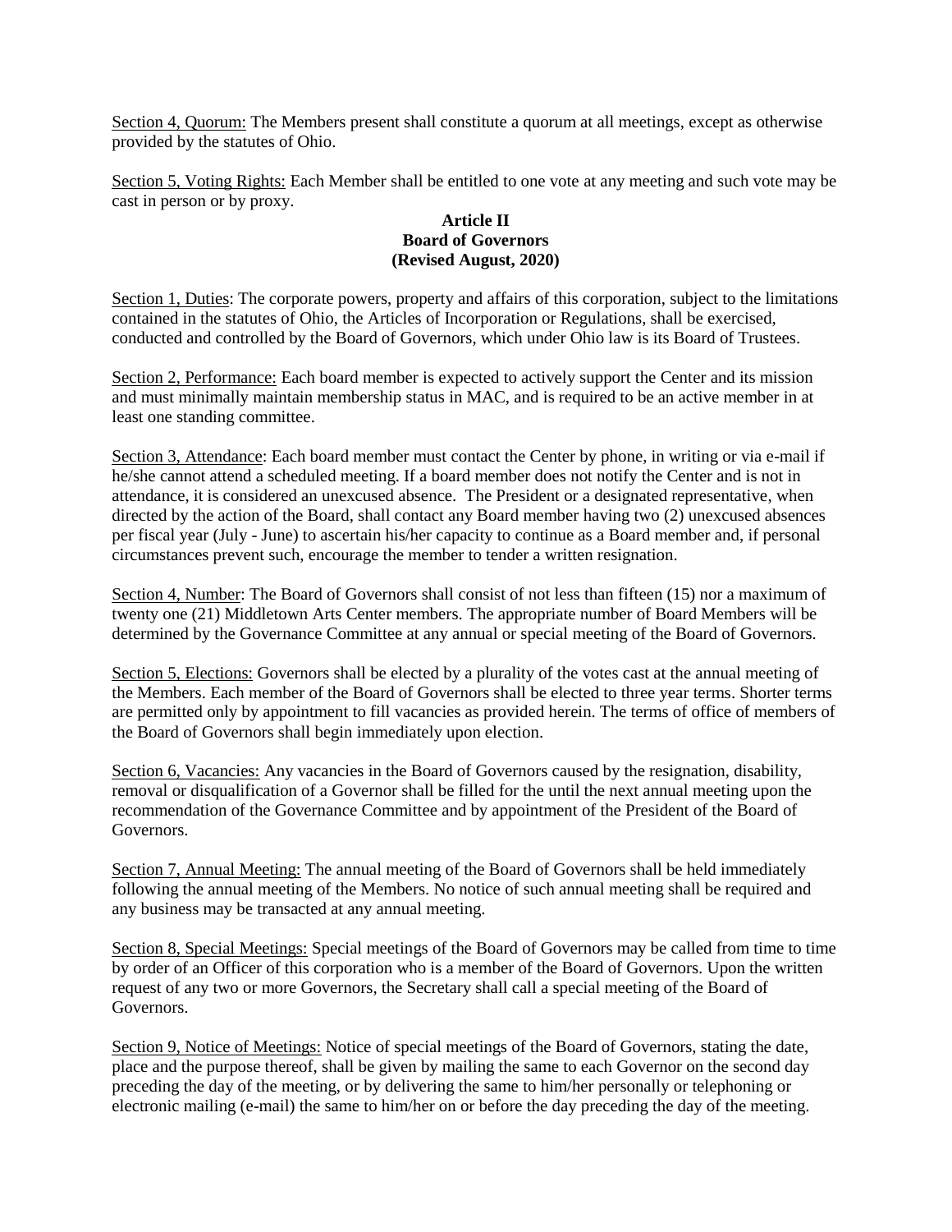Section 4, Quorum: The Members present shall constitute a quorum at all meetings, except as otherwise provided by the statutes of Ohio.

Section 5, Voting Rights: Each Member shall be entitled to one vote at any meeting and such vote may be cast in person or by proxy.

## Article II
## Board of Governors
## (Revised August, 2020)

Section 1, Duties: The corporate powers, property and affairs of this corporation, subject to the limitations contained in the statutes of Ohio, the Articles of Incorporation or Regulations, shall be exercised, conducted and controlled by the Board of Governors, which under Ohio law is its Board of Trustees.

Section 2, Performance: Each board member is expected to actively support the Center and its mission and must minimally maintain membership status in MAC, and is required to be an active member in at least one standing committee.

Section 3, Attendance: Each board member must contact the Center by phone, in writing or via e-mail if he/she cannot attend a scheduled meeting. If a board member does not notify the Center and is not in attendance, it is considered an unexcused absence. The President or a designated representative, when directed by the action of the Board, shall contact any Board member having two (2) unexcused absences per fiscal year (July - June) to ascertain his/her capacity to continue as a Board member and, if personal circumstances prevent such, encourage the member to tender a written resignation.

Section 4, Number: The Board of Governors shall consist of not less than fifteen (15) nor a maximum of twenty one (21) Middletown Arts Center members. The appropriate number of Board Members will be determined by the Governance Committee at any annual or special meeting of the Board of Governors.

Section 5, Elections: Governors shall be elected by a plurality of the votes cast at the annual meeting of the Members. Each member of the Board of Governors shall be elected to three year terms. Shorter terms are permitted only by appointment to fill vacancies as provided herein. The terms of office of members of the Board of Governors shall begin immediately upon election.

Section 6, Vacancies: Any vacancies in the Board of Governors caused by the resignation, disability, removal or disqualification of a Governor shall be filled for the until the next annual meeting upon the recommendation of the Governance Committee and by appointment of the President of the Board of Governors.

Section 7, Annual Meeting: The annual meeting of the Board of Governors shall be held immediately following the annual meeting of the Members. No notice of such annual meeting shall be required and any business may be transacted at any annual meeting.

Section 8, Special Meetings: Special meetings of the Board of Governors may be called from time to time by order of an Officer of this corporation who is a member of the Board of Governors. Upon the written request of any two or more Governors, the Secretary shall call a special meeting of the Board of Governors.

Section 9, Notice of Meetings: Notice of special meetings of the Board of Governors, stating the date, place and the purpose thereof, shall be given by mailing the same to each Governor on the second day preceding the day of the meeting, or by delivering the same to him/her personally or telephoning or electronic mailing (e-mail) the same to him/her on or before the day preceding the day of the meeting.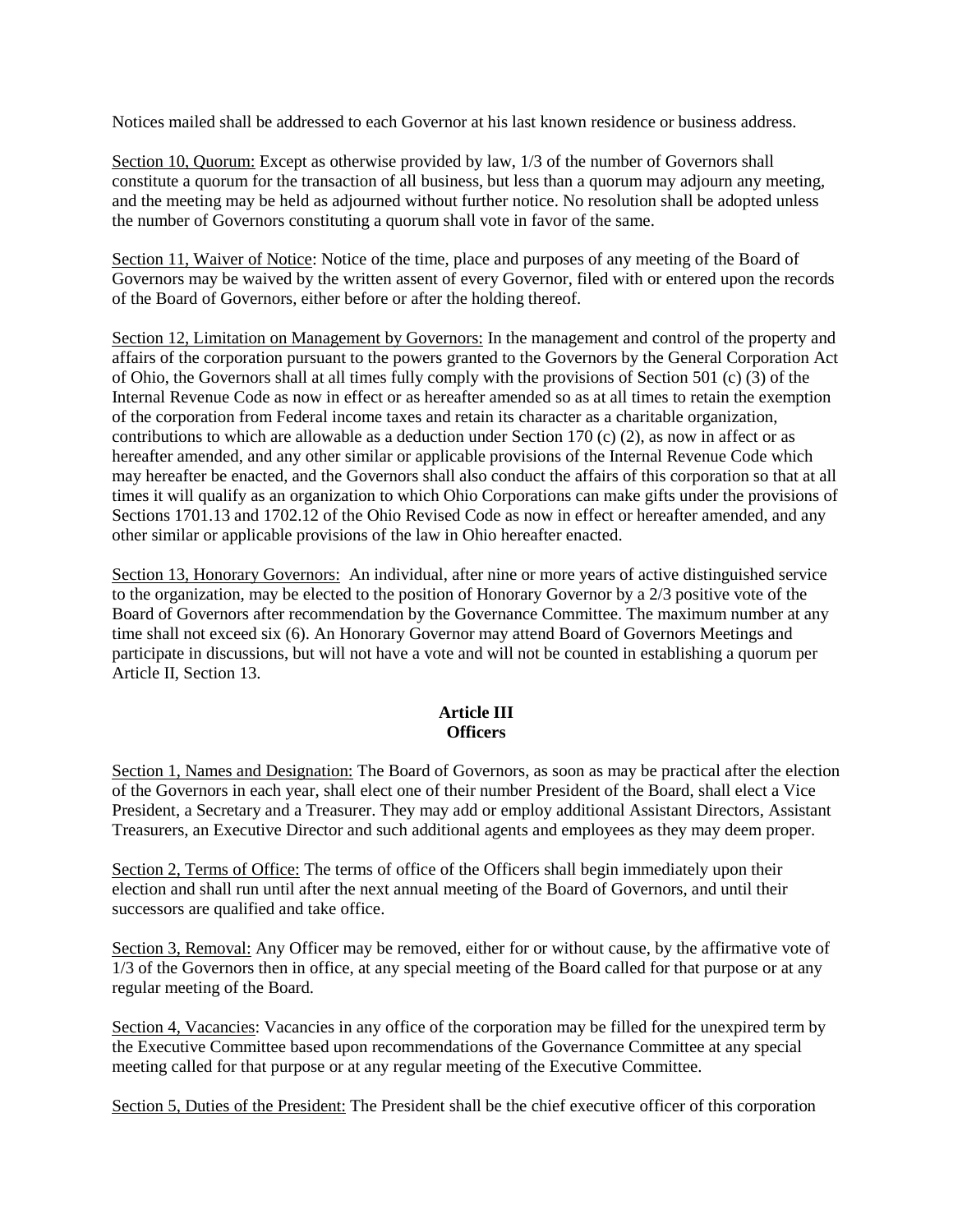Notices mailed shall be addressed to each Governor at his last known residence or business address.

Section 10, Quorum: Except as otherwise provided by law, 1/3 of the number of Governors shall constitute a quorum for the transaction of all business, but less than a quorum may adjourn any meeting, and the meeting may be held as adjourned without further notice. No resolution shall be adopted unless the number of Governors constituting a quorum shall vote in favor of the same.

Section 11, Waiver of Notice: Notice of the time, place and purposes of any meeting of the Board of Governors may be waived by the written assent of every Governor, filed with or entered upon the records of the Board of Governors, either before or after the holding thereof.

Section 12, Limitation on Management by Governors: In the management and control of the property and affairs of the corporation pursuant to the powers granted to the Governors by the General Corporation Act of Ohio, the Governors shall at all times fully comply with the provisions of Section 501 (c) (3) of the Internal Revenue Code as now in effect or as hereafter amended so as at all times to retain the exemption of the corporation from Federal income taxes and retain its character as a charitable organization, contributions to which are allowable as a deduction under Section 170 (c) (2), as now in affect or as hereafter amended, and any other similar or applicable provisions of the Internal Revenue Code which may hereafter be enacted, and the Governors shall also conduct the affairs of this corporation so that at all times it will qualify as an organization to which Ohio Corporations can make gifts under the provisions of Sections 1701.13 and 1702.12 of the Ohio Revised Code as now in effect or hereafter amended, and any other similar or applicable provisions of the law in Ohio hereafter enacted.

Section 13, Honorary Governors: An individual, after nine or more years of active distinguished service to the organization, may be elected to the position of Honorary Governor by a 2/3 positive vote of the Board of Governors after recommendation by the Governance Committee. The maximum number at any time shall not exceed six (6). An Honorary Governor may attend Board of Governors Meetings and participate in discussions, but will not have a vote and will not be counted in establishing a quorum per Article II, Section 13.

## Article III
## Officers

Section 1, Names and Designation: The Board of Governors, as soon as may be practical after the election of the Governors in each year, shall elect one of their number President of the Board, shall elect a Vice President, a Secretary and a Treasurer. They may add or employ additional Assistant Directors, Assistant Treasurers, an Executive Director and such additional agents and employees as they may deem proper.

Section 2, Terms of Office: The terms of office of the Officers shall begin immediately upon their election and shall run until after the next annual meeting of the Board of Governors, and until their successors are qualified and take office.

Section 3, Removal: Any Officer may be removed, either for or without cause, by the affirmative vote of 1/3 of the Governors then in office, at any special meeting of the Board called for that purpose or at any regular meeting of the Board.

Section 4, Vacancies: Vacancies in any office of the corporation may be filled for the unexpired term by the Executive Committee based upon recommendations of the Governance Committee at any special meeting called for that purpose or at any regular meeting of the Executive Committee.

Section 5, Duties of the President: The President shall be the chief executive officer of this corporation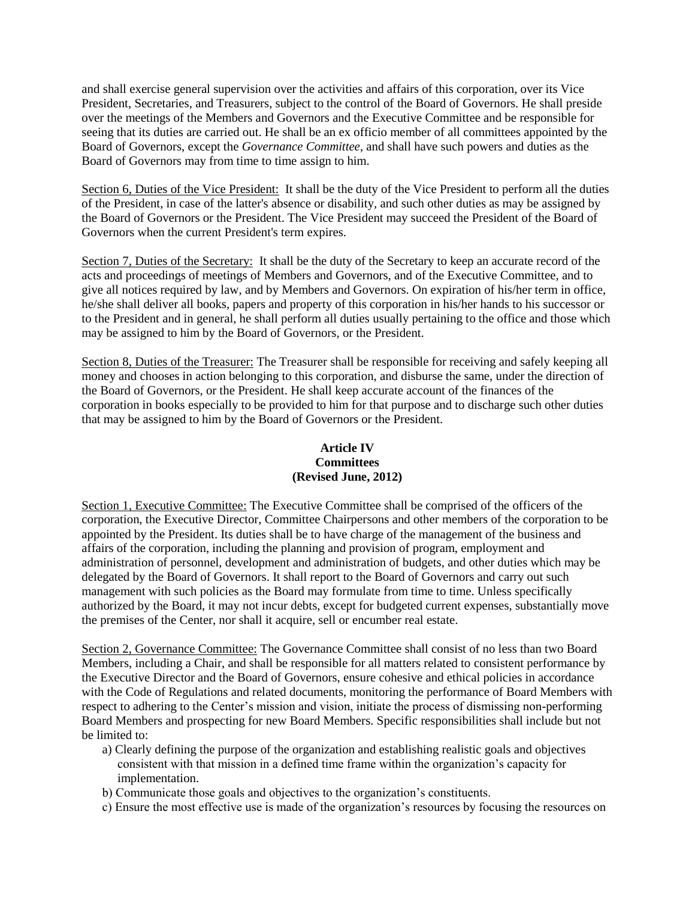and shall exercise general supervision over the activities and affairs of this corporation, over its Vice President, Secretaries, and Treasurers, subject to the control of the Board of Governors. He shall preside over the meetings of the Members and Governors and the Executive Committee and be responsible for seeing that its duties are carried out. He shall be an ex officio member of all committees appointed by the Board of Governors, except the *Governance Committee*, and shall have such powers and duties as the Board of Governors may from time to time assign to him.

<u>Section 6, Duties of the Vice President:</u> It shall be the duty of the Vice President to perform all the duties of the President, in case of the latter's absence or disability, and such other duties as may be assigned by the Board of Governors or the President. The Vice President may succeed the President of the Board of Governors when the current President's term expires.

<u>Section 7, Duties of the Secretary:</u> It shall be the duty of the Secretary to keep an accurate record of the acts and proceedings of meetings of Members and Governors, and of the Executive Committee, and to give all notices required by law, and by Members and Governors. On expiration of his/her term in office, he/she shall deliver all books, papers and property of this corporation in his/her hands to his successor or to the President and in general, he shall perform all duties usually pertaining to the office and those which may be assigned to him by the Board of Governors, or the President.

<u>Section 8, Duties of the Treasurer:</u> The Treasurer shall be responsible for receiving and safely keeping all money and chooses in action belonging to this corporation, and disburse the same, under the direction of the Board of Governors, or the President. He shall keep accurate account of the finances of the corporation in books especially to be provided to him for that purpose and to discharge such other duties that may be assigned to him by the Board of Governors or the President.

## Article IV
## Committees
## (Revised June, 2012)

<u>Section 1, Executive Committee:</u> The Executive Committee shall be comprised of the officers of the corporation, the Executive Director, Committee Chairpersons and other members of the corporation to be appointed by the President. Its duties shall be to have charge of the management of the business and affairs of the corporation, including the planning and provision of program, employment and administration of personnel, development and administration of budgets, and other duties which may be delegated by the Board of Governors. It shall report to the Board of Governors and carry out such management with such policies as the Board may formulate from time to time. Unless specifically authorized by the Board, it may not incur debts, except for budgeted current expenses, substantially move the premises of the Center, nor shall it acquire, sell or encumber real estate.

<u>Section 2, Governance Committee:</u> The Governance Committee shall consist of no less than two Board Members, including a Chair, and shall be responsible for all matters related to consistent performance by the Executive Director and the Board of Governors, ensure cohesive and ethical policies in accordance with the Code of Regulations and related documents, monitoring the performance of Board Members with respect to adhering to the Center's mission and vision, initiate the process of dismissing non-performing Board Members and prospecting for new Board Members. Specific responsibilities shall include but not be limited to:

a) Clearly defining the purpose of the organization and establishing realistic goals and objectives consistent with that mission in a defined time frame within the organization's capacity for implementation.
b) Communicate those goals and objectives to the organization's constituents.
c) Ensure the most effective use is made of the organization's resources by focusing the resources on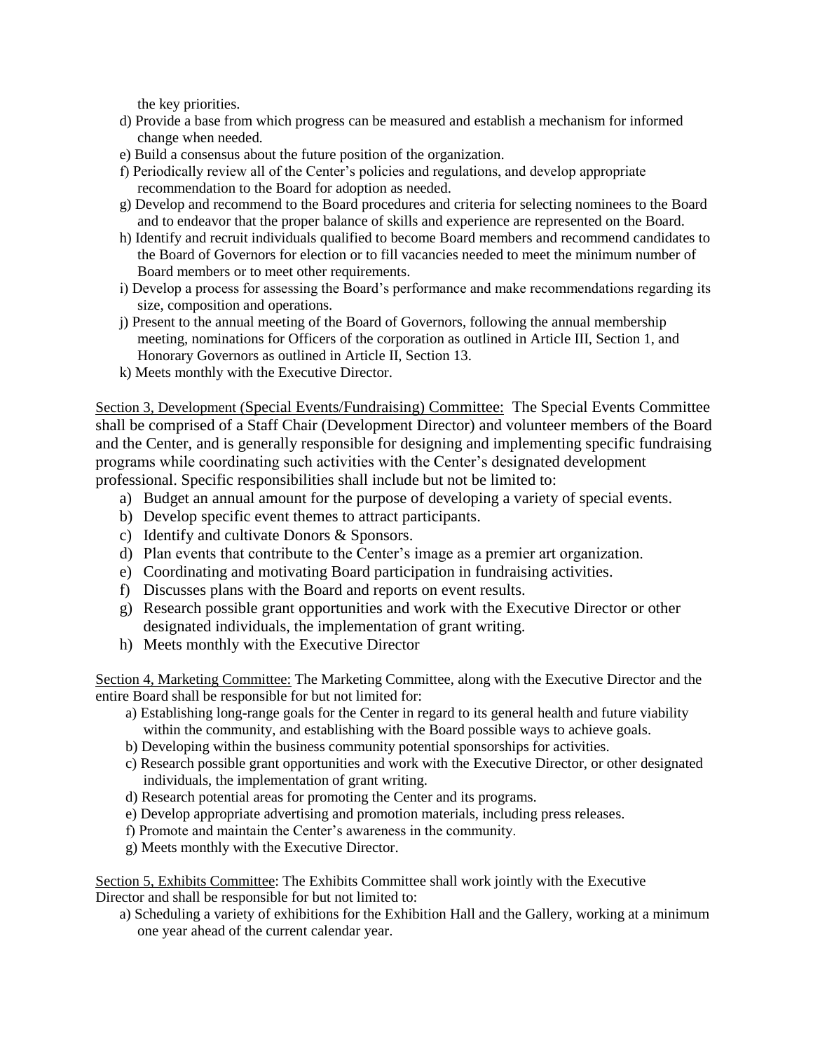the key priorities.

d) Provide a base from which progress can be measured and establish a mechanism for informed change when needed.
e) Build a consensus about the future position of the organization.
f) Periodically review all of the Center's policies and regulations, and develop appropriate recommendation to the Board for adoption as needed.
g) Develop and recommend to the Board procedures and criteria for selecting nominees to the Board and to endeavor that the proper balance of skills and experience are represented on the Board.
h) Identify and recruit individuals qualified to become Board members and recommend candidates to the Board of Governors for election or to fill vacancies needed to meet the minimum number of Board members or to meet other requirements.
i) Develop a process for assessing the Board's performance and make recommendations regarding its size, composition and operations.
j) Present to the annual meeting of the Board of Governors, following the annual membership meeting, nominations for Officers of the corporation as outlined in Article III, Section 1, and Honorary Governors as outlined in Article II, Section 13.
k) Meets monthly with the Executive Director.

Section 3, Development (Special Events/Fundraising) Committee: The Special Events Committee shall be comprised of a Staff Chair (Development Director) and volunteer members of the Board and the Center, and is generally responsible for designing and implementing specific fundraising programs while coordinating such activities with the Center's designated development professional. Specific responsibilities shall include but not be limited to:

a) Budget an annual amount for the purpose of developing a variety of special events.
b) Develop specific event themes to attract participants.
c) Identify and cultivate Donors & Sponsors.
d) Plan events that contribute to the Center's image as a premier art organization.
e) Coordinating and motivating Board participation in fundraising activities.
f) Discusses plans with the Board and reports on event results.
g) Research possible grant opportunities and work with the Executive Director or other designated individuals, the implementation of grant writing.
h) Meets monthly with the Executive Director

Section 4, Marketing Committee: The Marketing Committee, along with the Executive Director and the entire Board shall be responsible for but not limited for:

a) Establishing long-range goals for the Center in regard to its general health and future viability within the community, and establishing with the Board possible ways to achieve goals.
b) Developing within the business community potential sponsorships for activities.
c) Research possible grant opportunities and work with the Executive Director, or other designated individuals, the implementation of grant writing.
d) Research potential areas for promoting the Center and its programs.
e) Develop appropriate advertising and promotion materials, including press releases.
f) Promote and maintain the Center's awareness in the community.
g) Meets monthly with the Executive Director.

Section 5, Exhibits Committee: The Exhibits Committee shall work jointly with the Executive Director and shall be responsible for but not limited to:

a) Scheduling a variety of exhibitions for the Exhibition Hall and the Gallery, working at a minimum one year ahead of the current calendar year.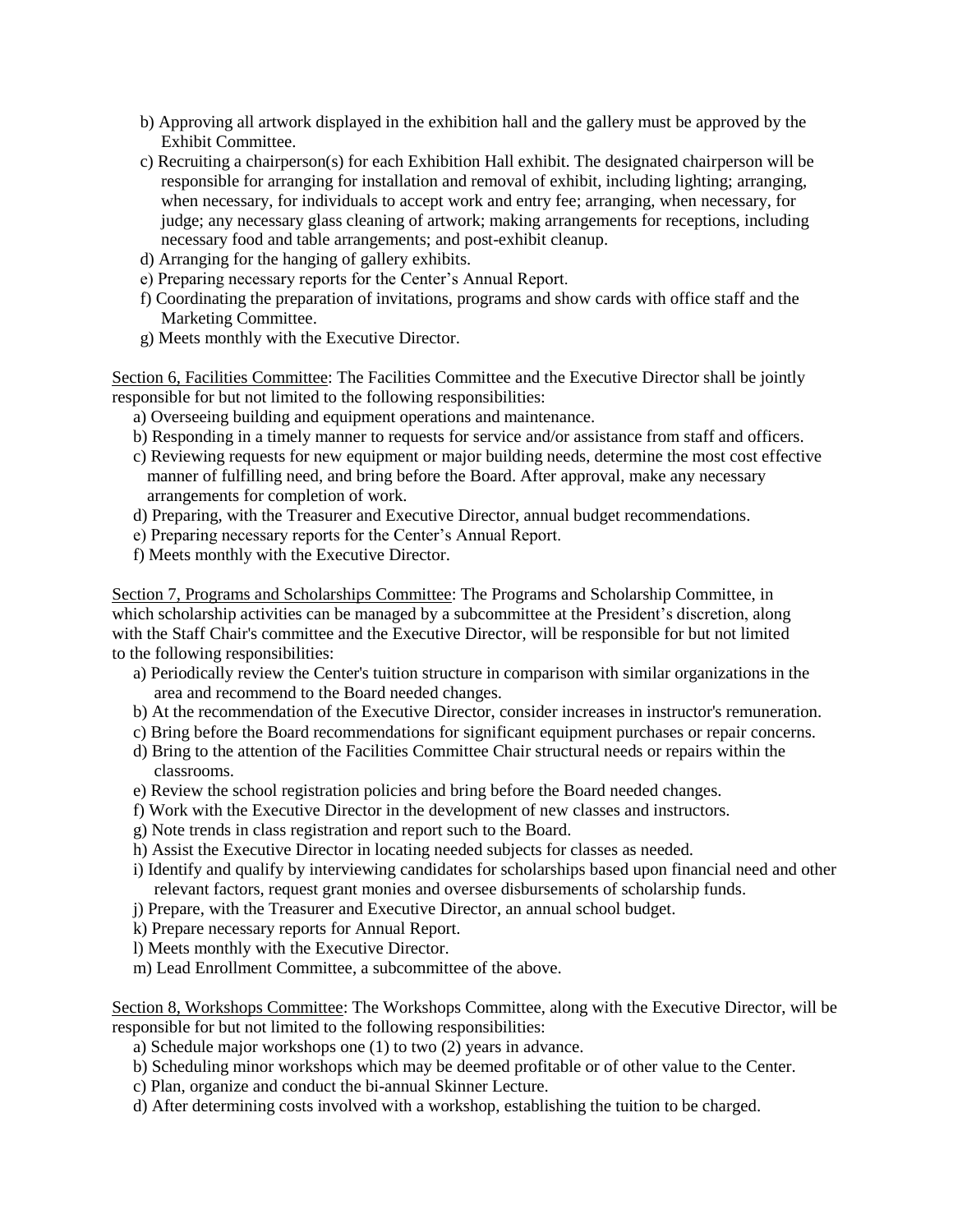b) Approving all artwork displayed in the exhibition hall and the gallery must be approved by the Exhibit Committee.
c) Recruiting a chairperson(s) for each Exhibition Hall exhibit. The designated chairperson will be responsible for arranging for installation and removal of exhibit, including lighting; arranging, when necessary, for individuals to accept work and entry fee; arranging, when necessary, for judge; any necessary glass cleaning of artwork; making arrangements for receptions, including necessary food and table arrangements; and post-exhibit cleanup.
d) Arranging for the hanging of gallery exhibits.
e) Preparing necessary reports for the Center's Annual Report.
f) Coordinating the preparation of invitations, programs and show cards with office staff and the Marketing Committee.
g) Meets monthly with the Executive Director.

Section 6, Facilities Committee: The Facilities Committee and the Executive Director shall be jointly responsible for but not limited to the following responsibilities:

a) Overseeing building and equipment operations and maintenance.
b) Responding in a timely manner to requests for service and/or assistance from staff and officers.
c) Reviewing requests for new equipment or major building needs, determine the most cost effective manner of fulfilling need, and bring before the Board. After approval, make any necessary arrangements for completion of work.
d) Preparing, with the Treasurer and Executive Director, annual budget recommendations.
e) Preparing necessary reports for the Center's Annual Report.
f) Meets monthly with the Executive Director.

Section 7, Programs and Scholarships Committee: The Programs and Scholarship Committee, in which scholarship activities can be managed by a subcommittee at the President's discretion, along with the Staff Chair's committee and the Executive Director, will be responsible for but not limited to the following responsibilities:

a) Periodically review the Center's tuition structure in comparison with similar organizations in the area and recommend to the Board needed changes.
b) At the recommendation of the Executive Director, consider increases in instructor's remuneration.
c) Bring before the Board recommendations for significant equipment purchases or repair concerns.
d) Bring to the attention of the Facilities Committee Chair structural needs or repairs within the classrooms.
e) Review the school registration policies and bring before the Board needed changes.
f) Work with the Executive Director in the development of new classes and instructors.
g) Note trends in class registration and report such to the Board.
h) Assist the Executive Director in locating needed subjects for classes as needed.
i) Identify and qualify by interviewing candidates for scholarships based upon financial need and other relevant factors, request grant monies and oversee disbursements of scholarship funds.
j) Prepare, with the Treasurer and Executive Director, an annual school budget.
k) Prepare necessary reports for Annual Report.
l) Meets monthly with the Executive Director.
m) Lead Enrollment Committee, a subcommittee of the above.

Section 8, Workshops Committee: The Workshops Committee, along with the Executive Director, will be responsible for but not limited to the following responsibilities:

a) Schedule major workshops one (1) to two (2) years in advance.
b) Scheduling minor workshops which may be deemed profitable or of other value to the Center.
c) Plan, organize and conduct the bi-annual Skinner Lecture.
d) After determining costs involved with a workshop, establishing the tuition to be charged.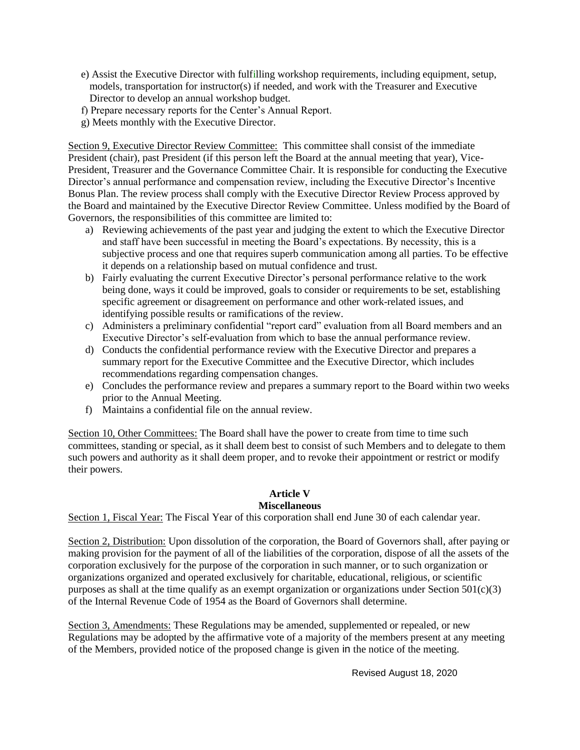e) Assist the Executive Director with fulfilling workshop requirements, including equipment, setup, models, transportation for instructor(s) if needed, and work with the Treasurer and Executive Director to develop an annual workshop budget.
f) Prepare necessary reports for the Center's Annual Report.
g) Meets monthly with the Executive Director.

<u>Section 9, Executive Director Review Committee:</u> This committee shall consist of the immediate President (chair), past President (if this person left the Board at the annual meeting that year), Vice-President, Treasurer and the Governance Committee Chair. It is responsible for conducting the Executive Director's annual performance and compensation review, including the Executive Director's Incentive Bonus Plan. The review process shall comply with the Executive Director Review Process approved by the Board and maintained by the Executive Director Review Committee. Unless modified by the Board of Governors, the responsibilities of this committee are limited to:

a) Reviewing achievements of the past year and judging the extent to which the Executive Director and staff have been successful in meeting the Board's expectations. By necessity, this is a subjective process and one that requires superb communication among all parties. To be effective it depends on a relationship based on mutual confidence and trust.
b) Fairly evaluating the current Executive Director's personal performance relative to the work being done, ways it could be improved, goals to consider or requirements to be set, establishing specific agreement or disagreement on performance and other work-related issues, and identifying possible results or ramifications of the review.
c) Administers a preliminary confidential "report card" evaluation from all Board members and an Executive Director's self-evaluation from which to base the annual performance review.
d) Conducts the confidential performance review with the Executive Director and prepares a summary report for the Executive Committee and the Executive Director, which includes recommendations regarding compensation changes.
e) Concludes the performance review and prepares a summary report to the Board within two weeks prior to the Annual Meeting.
f) Maintains a confidential file on the annual review.

<u>Section 10, Other Committees:</u> The Board shall have the power to create from time to time such committees, standing or special, as it shall deem best to consist of such Members and to delegate to them such powers and authority as it shall deem proper, and to revoke their appointment or restrict or modify their powers.

## Article V
## Miscellaneous

<u>Section 1, Fiscal Year:</u> The Fiscal Year of this corporation shall end June 30 of each calendar year.

<u>Section 2, Distribution:</u> Upon dissolution of the corporation, the Board of Governors shall, after paying or making provision for the payment of all of the liabilities of the corporation, dispose of all the assets of the corporation exclusively for the purpose of the corporation in such manner, or to such organization or organizations organized and operated exclusively for charitable, educational, religious, or scientific purposes as shall at the time qualify as an exempt organization or organizations under Section 501(c)(3) of the Internal Revenue Code of 1954 as the Board of Governors shall determine.

<u>Section 3, Amendments:</u> These Regulations may be amended, supplemented or repealed, or new Regulations may be adopted by the affirmative vote of a majority of the members present at any meeting of the Members, provided notice of the proposed change is given in the notice of the meeting.

Revised August 18, 2020